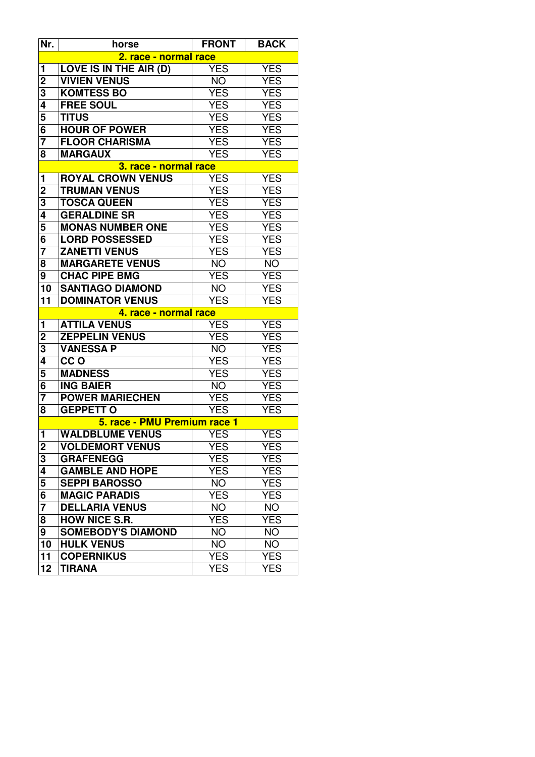| Nr. | horse | FRONT | BACK |
|---|---|---|---|
| **2. race - normal race** | | | |
| 1 | LOVE IS IN THE AIR (D) | YES | YES |
| 2 | VIVIEN VENUS | NO | YES |
| 3 | KOMTESS BO | YES | YES |
| 4 | FREE SOUL | YES | YES |
| 5 | TITUS | YES | YES |
| 6 | HOUR OF POWER | YES | YES |
| 7 | FLOOR CHARISMA | YES | YES |
| 8 | MARGAUX | YES | YES |
| **3. race - normal race** | | | |
| 1 | ROYAL CROWN VENUS | YES | YES |
| 2 | TRUMAN VENUS | YES | YES |
| 3 | TOSCA QUEEN | YES | YES |
| 4 | GERALDINE SR | YES | YES |
| 5 | MONAS NUMBER ONE | YES | YES |
| 6 | LORD POSSESSED | YES | YES |
| 7 | ZANETTI VENUS | YES | YES |
| 8 | MARGARETE VENUS | NO | NO |
| 9 | CHAC PIPE BMG | YES | YES |
| 10 | SANTIAGO DIAMOND | NO | YES |
| 11 | DOMINATOR VENUS | YES | YES |
| **4. race - normal race** | | | |
| 1 | ATTILA VENUS | YES | YES |
| 2 | ZEPPELIN VENUS | YES | YES |
| 3 | VANESSA P | NO | YES |
| 4 | CC O | YES | YES |
| 5 | MADNESS | YES | YES |
| 6 | ING BAIER | NO | YES |
| 7 | POWER MARIECHEN | YES | YES |
| 8 | GEPPETT O | YES | YES |
| **5. race - PMU Premium race 1** | | | |
| 1 | WALDBLUME VENUS | YES | YES |
| 2 | VOLDEMORT VENUS | YES | YES |
| 3 | GRAFENEGG | YES | YES |
| 4 | GAMBLE AND HOPE | YES | YES |
| 5 | SEPPI BAROSSO | NO | YES |
| 6 | MAGIC PARADIS | YES | YES |
| 7 | DELLARIA VENUS | NO | NO |
| 8 | HOW NICE S.R. | YES | YES |
| 9 | SOMEBODY'S DIAMOND | NO | NO |
| 10 | HULK VENUS | NO | NO |
| 11 | COPERNIKUS | YES | YES |
| 12 | TIRANA | YES | YES |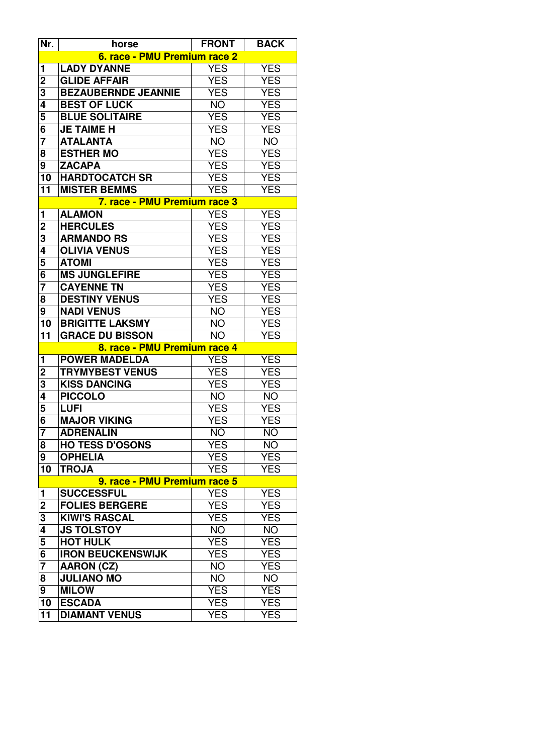| Nr. | horse | FRONT | BACK |
|---|---|---|---|
| **6. race - PMU Premium race 2** | | | |
| 1 | **LADY DYANNE** | YES | YES |
| 2 | **GLIDE AFFAIR** | YES | YES |
| 3 | **BEZAUBERNDE JEANNIE** | YES | YES |
| 4 | **BEST OF LUCK** | NO | YES |
| 5 | **BLUE SOLITAIRE** | YES | YES |
| 6 | **JE TAIME H** | YES | YES |
| 7 | **ATALANTA** | NO | NO |
| 8 | **ESTHER MO** | YES | YES |
| 9 | **ZACAPA** | YES | YES |
| 10 | **HARDTOCATCH SR** | YES | YES |
| 11 | **MISTER BEMMS** | YES | YES |
| **7. race - PMU Premium race 3** | | | |
| 1 | **ALAMON** | YES | YES |
| 2 | **HERCULES** | YES | YES |
| 3 | **ARMANDO RS** | YES | YES |
| 4 | **OLIVIA VENUS** | YES | YES |
| 5 | **ATOMI** | YES | YES |
| 6 | **MS JUNGLEFIRE** | YES | YES |
| 7 | **CAYENNE TN** | YES | YES |
| 8 | **DESTINY VENUS** | YES | YES |
| 9 | **NADI VENUS** | NO | YES |
| 10 | **BRIGITTE LAKSMY** | NO | YES |
| 11 | **GRACE DU BISSON** | NO | YES |
| **8. race - PMU Premium race 4** | | | |
| 1 | **POWER MADELDA** | YES | YES |
| 2 | **TRYMYBEST VENUS** | YES | YES |
| 3 | **KISS DANCING** | YES | YES |
| 4 | **PICCOLO** | NO | NO |
| 5 | **LUFI** | YES | YES |
| 6 | **MAJOR VIKING** | YES | YES |
| 7 | **ADRENALIN** | NO | NO |
| 8 | **HO TESS D'OSONS** | YES | NO |
| 9 | **OPHELIA** | YES | YES |
| 10 | **TROJA** | YES | YES |
| **9. race - PMU Premium race 5** | | | |
| 1 | **SUCCESSFUL** | YES | YES |
| 2 | **FOLIES BERGERE** | YES | YES |
| 3 | **KIWI'S RASCAL** | YES | YES |
| 4 | **JS TOLSTOY** | NO | NO |
| 5 | **HOT HULK** | YES | YES |
| 6 | **IRON BEUCKENSWIJK** | YES | YES |
| 7 | **AARON (CZ)** | NO | YES |
| 8 | **JULIANO MO** | NO | NO |
| 9 | **MILOW** | YES | YES |
| 10 | **ESCADA** | YES | YES |
| 11 | **DIAMANT VENUS** | YES | YES |